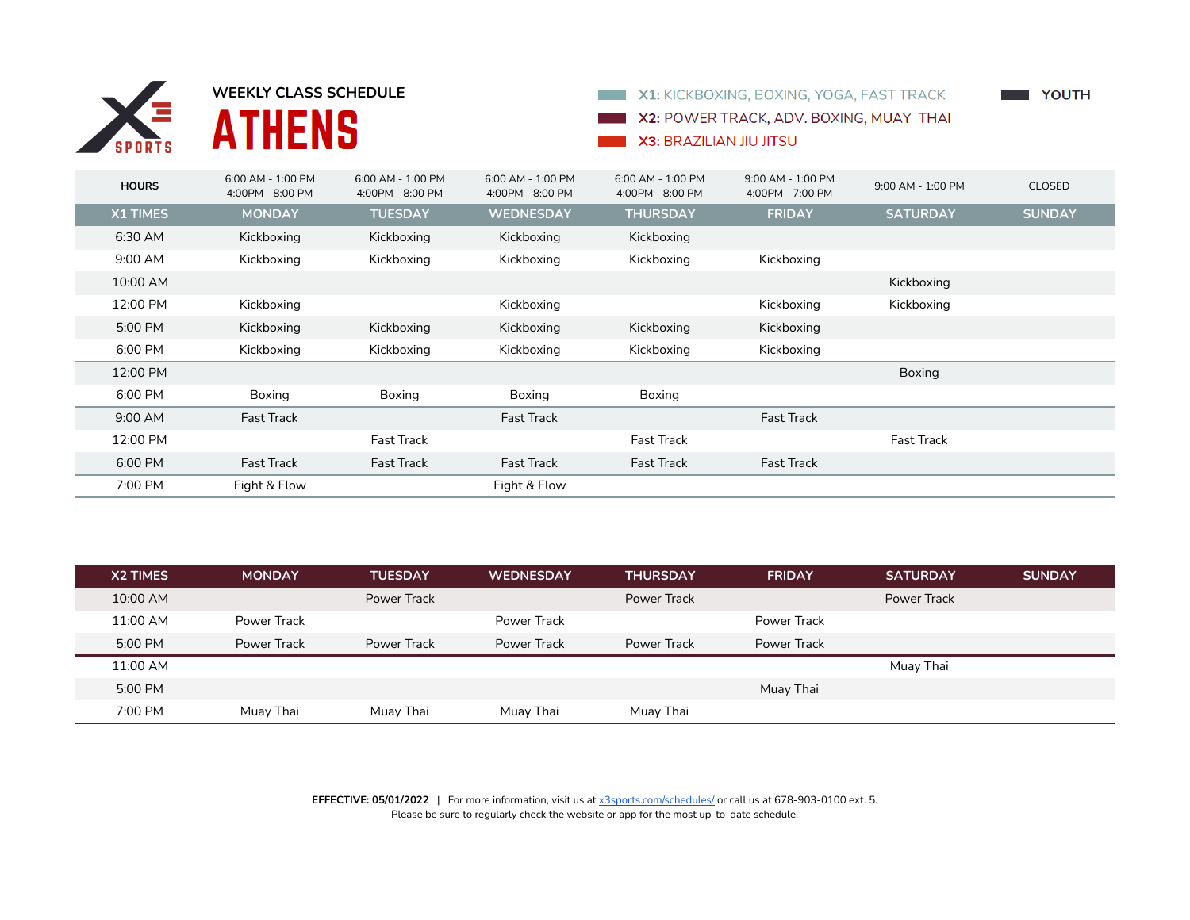WEEKLY CLASS SCHEDULE

# ATHENS

X1: KICKBOXING, BOXING, YOGA, FAST TRACK

X2: POWER TRACK, ADV. BOXING, MUAY THAI

X3: BRAZILIAN JIU JITSU

YOUTH

| HOURS | 6:00 AM - 1:00 PM 4:00PM - 8:00 PM | 6:00 AM - 1:00 PM 4:00PM - 8:00 PM | 6:00 AM - 1:00 PM 4:00PM - 8:00 PM | 6:00 AM - 1:00 PM 4:00PM - 8:00 PM | 9:00 AM - 1:00 PM 4:00PM - 7:00 PM | 9:00 AM - 1:00 PM | CLOSED |
|---|---|---|---|---|---|---|---|
| **X1 TIMES** | **MONDAY** | **TUESDAY** | **WEDNESDAY** | **THURSDAY** | **FRIDAY** | **SATURDAY** | **SUNDAY** |
| 6:30 AM | Kickboxing | Kickboxing | Kickboxing | Kickboxing | | | |
| 9:00 AM | Kickboxing | Kickboxing | Kickboxing | Kickboxing | Kickboxing | | |
| 10:00 AM | | | | | | Kickboxing | |
| 12:00 PM | Kickboxing | | Kickboxing | | Kickboxing | Kickboxing | |
| 5:00 PM | Kickboxing | Kickboxing | Kickboxing | Kickboxing | Kickboxing | | |
| 6:00 PM | Kickboxing | Kickboxing | Kickboxing | Kickboxing | Kickboxing | | |
| 12:00 PM | | | | | | Boxing | |
| 6:00 PM | Boxing | Boxing | Boxing | Boxing | | | |
| 9:00 AM | Fast Track | | Fast Track | | Fast Track | | |
| 12:00 PM | | Fast Track | | Fast Track | | Fast Track | |
| 6:00 PM | Fast Track | Fast Track | Fast Track | Fast Track | Fast Track | | |
| 7:00 PM | Fight & Flow | | Fight & Flow | | | | |

| X2 TIMES | MONDAY | TUESDAY | WEDNESDAY | THURSDAY | FRIDAY | SATURDAY | SUNDAY |
|---|---|---|---|---|---|---|---|
| 10:00 AM | | Power Track | | Power Track | | Power Track | |
| 11:00 AM | Power Track | | Power Track | | Power Track | | |
| 5:00 PM | Power Track | Power Track | Power Track | Power Track | Power Track | | |
| 11:00 AM | | | | | | Muay Thai | |
| 5:00 PM | | | | | Muay Thai | | |
| 7:00 PM | Muay Thai | Muay Thai | Muay Thai | Muay Thai | | | |

**EFFECTIVE: 05/01/2022** | For more information, visit us at x3sports.com/schedules/ or call us at 678-903-0100 ext. 5.
Please be sure to regularly check the website or app for the most up-to-date schedule.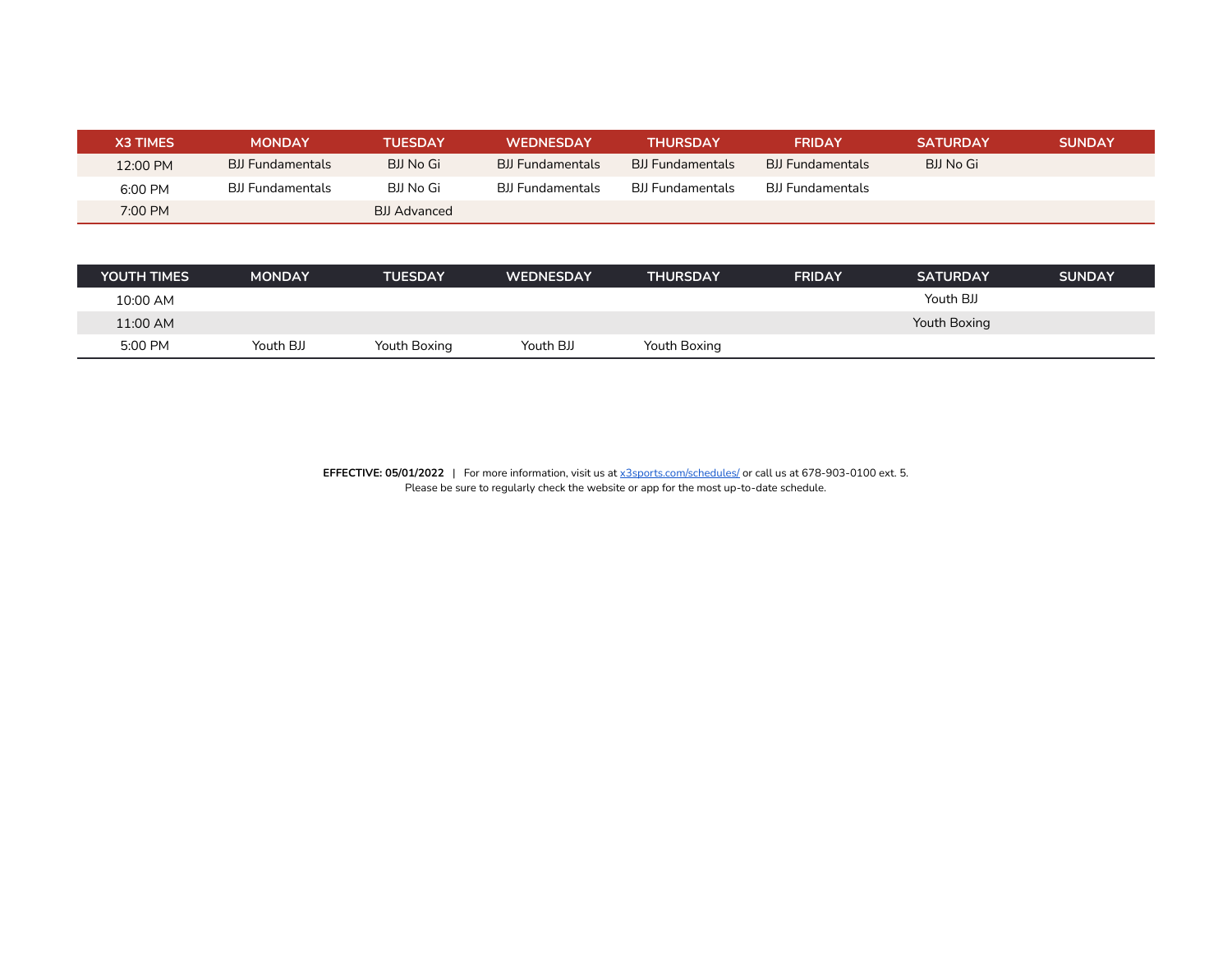| X3 TIMES | MONDAY | TUESDAY | WEDNESDAY | THURSDAY | FRIDAY | SATURDAY | SUNDAY |
|---|---|---|---|---|---|---|---|
| 12:00 PM | BJJ Fundamentals | BJJ No Gi | BJJ Fundamentals | BJJ Fundamentals | BJJ Fundamentals | BJJ No Gi | |
| 6:00 PM | BJJ Fundamentals | BJJ No Gi | BJJ Fundamentals | BJJ Fundamentals | BJJ Fundamentals | | |
| 7:00 PM | | BJJ Advanced | | | | | |

| YOUTH TIMES | MONDAY | TUESDAY | WEDNESDAY | THURSDAY | FRIDAY | SATURDAY | SUNDAY |
|---|---|---|---|---|---|---|---|
| 10:00 AM | | | | | | Youth BJJ | |
| 11:00 AM | | | | | | Youth Boxing | |
| 5:00 PM | Youth BJJ | Youth Boxing | Youth BJJ | Youth Boxing | | | |

**EFFECTIVE: 05/01/2022** | For more information, visit us at x3sports.com/schedules/ or call us at 678-903-0100 ext. 5.
Please be sure to regularly check the website or app for the most up-to-date schedule.